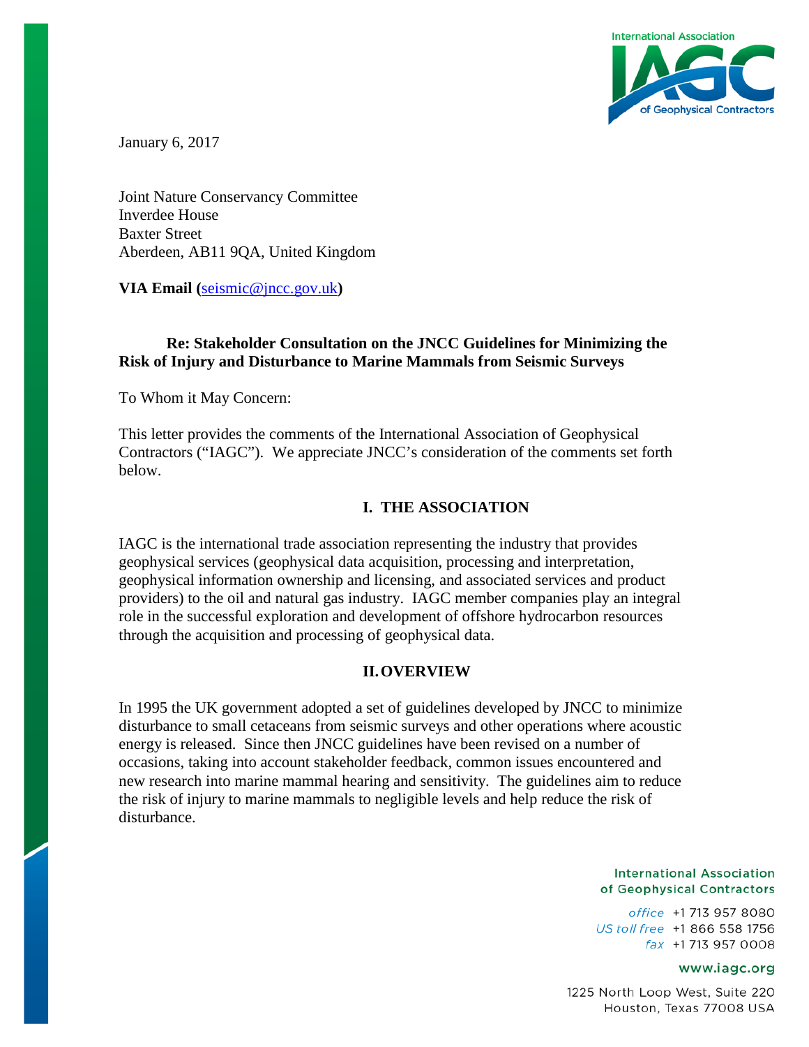January 6, 2017

Joint Nature Conservancy Committee
Inverdee House
Baxter Street
Aberdeen, AB11 9QA, United Kingdom

**VIA Email (seismic@jncc.gov.uk)**

**Re: Stakeholder Consultation on the JNCC Guidelines for Minimizing the Risk of Injury and Disturbance to Marine Mammals from Seismic Surveys**

To Whom it May Concern:

This letter provides the comments of the International Association of Geophysical Contractors ("IAGC"). We appreciate JNCC's consideration of the comments set forth below.

## I. THE ASSOCIATION

IAGC is the international trade association representing the industry that provides geophysical services (geophysical data acquisition, processing and interpretation, geophysical information ownership and licensing, and associated services and product providers) to the oil and natural gas industry. IAGC member companies play an integral role in the successful exploration and development of offshore hydrocarbon resources through the acquisition and processing of geophysical data.

## II. OVERVIEW

In 1995 the UK government adopted a set of guidelines developed by JNCC to minimize disturbance to small cetaceans from seismic surveys and other operations where acoustic energy is released. Since then JNCC guidelines have been revised on a number of occasions, taking into account stakeholder feedback, common issues encountered and new research into marine mammal hearing and sensitivity. The guidelines aim to reduce the risk of injury to marine mammals to negligible levels and help reduce the risk of disturbance.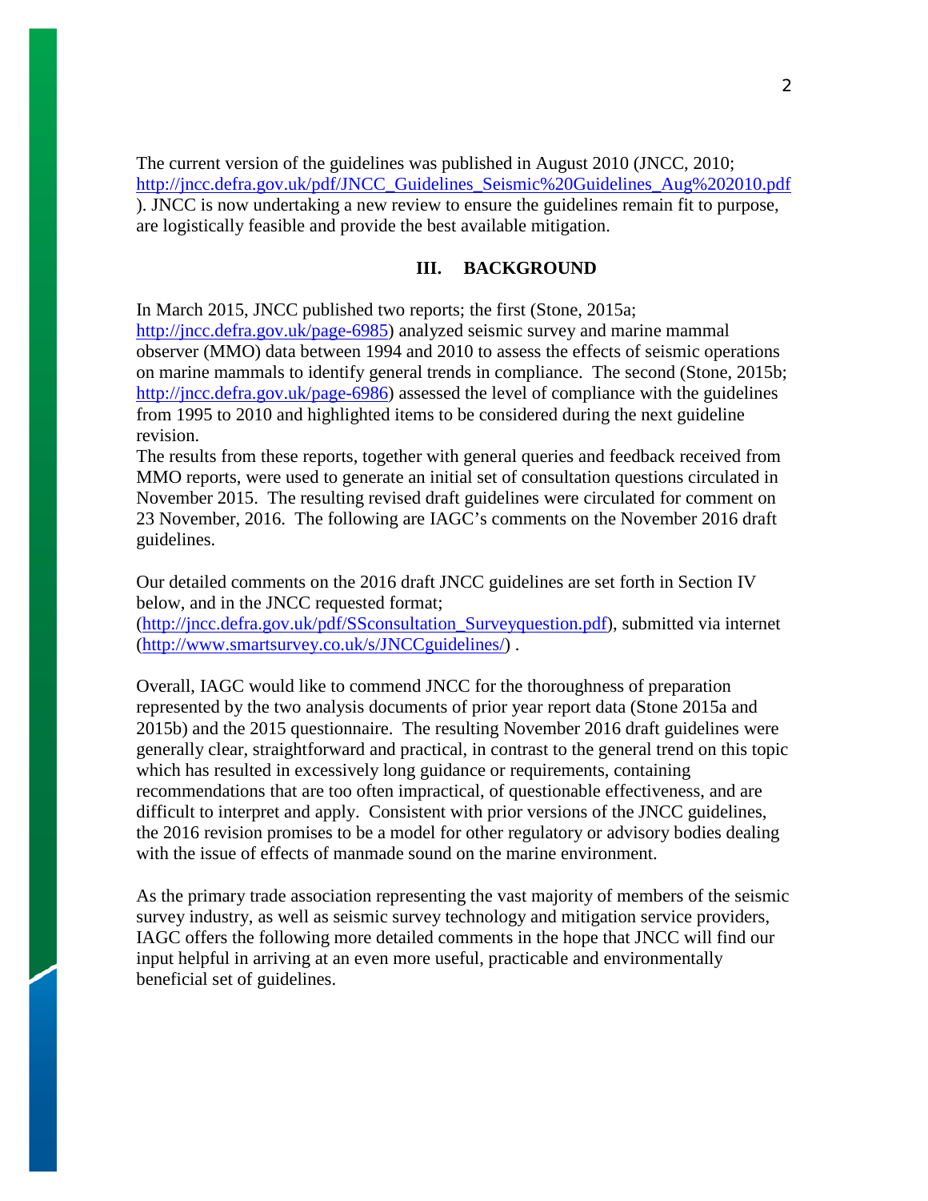The current version of the guidelines was published in August 2010 (JNCC, 2010; [http://jncc.defra.gov.uk/pdf/JNCC_Guidelines_Seismic%20Guidelines_Aug%202010.pdf](http://jncc.defra.gov.uk/pdf/JNCC_Guidelines_Seismic%20Guidelines_Aug%202010.pdf) ). JNCC is now undertaking a new review to ensure the guidelines remain fit to purpose, are logistically feasible and provide the best available mitigation.

## III. BACKGROUND

In March 2015, JNCC published two reports; the first (Stone, 2015a; [http://jncc.defra.gov.uk/page-6985](http://jncc.defra.gov.uk/page-6985)) analyzed seismic survey and marine mammal observer (MMO) data between 1994 and 2010 to assess the effects of seismic operations on marine mammals to identify general trends in compliance. The second (Stone, 2015b; [http://jncc.defra.gov.uk/page-6986](http://jncc.defra.gov.uk/page-6986)) assessed the level of compliance with the guidelines from 1995 to 2010 and highlighted items to be considered during the next guideline revision.

The results from these reports, together with general queries and feedback received from MMO reports, were used to generate an initial set of consultation questions circulated in November 2015. The resulting revised draft guidelines were circulated for comment on 23 November, 2016. The following are IAGC's comments on the November 2016 draft guidelines.

Our detailed comments on the 2016 draft JNCC guidelines are set forth in Section IV below, and in the JNCC requested format; ([http://jncc.defra.gov.uk/pdf/SSconsultation_Surveyquestion.pdf](http://jncc.defra.gov.uk/pdf/SSconsultation_Surveyquestion.pdf)), submitted via internet ([http://www.smartsurvey.co.uk/s/JNCCguidelines/](http://www.smartsurvey.co.uk/s/JNCCguidelines/)) .

Overall, IAGC would like to commend JNCC for the thoroughness of preparation represented by the two analysis documents of prior year report data (Stone 2015a and 2015b) and the 2015 questionnaire. The resulting November 2016 draft guidelines were generally clear, straightforward and practical, in contrast to the general trend on this topic which has resulted in excessively long guidance or requirements, containing recommendations that are too often impractical, of questionable effectiveness, and are difficult to interpret and apply. Consistent with prior versions of the JNCC guidelines, the 2016 revision promises to be a model for other regulatory or advisory bodies dealing with the issue of effects of manmade sound on the marine environment.

As the primary trade association representing the vast majority of members of the seismic survey industry, as well as seismic survey technology and mitigation service providers, IAGC offers the following more detailed comments in the hope that JNCC will find our input helpful in arriving at an even more useful, practicable and environmentally beneficial set of guidelines.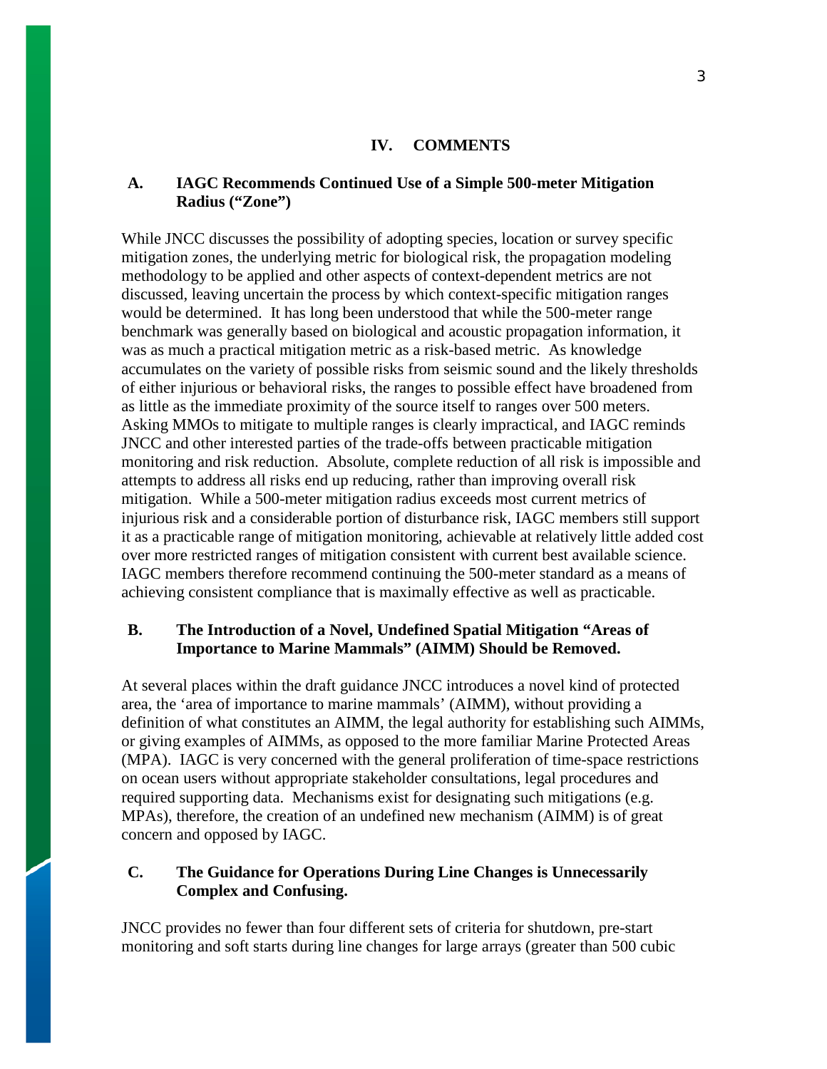## IV. COMMENTS

### A. IAGC Recommends Continued Use of a Simple 500-meter Mitigation Radius ("Zone")

While JNCC discusses the possibility of adopting species, location or survey specific mitigation zones, the underlying metric for biological risk, the propagation modeling methodology to be applied and other aspects of context-dependent metrics are not discussed, leaving uncertain the process by which context-specific mitigation ranges would be determined. It has long been understood that while the 500-meter range benchmark was generally based on biological and acoustic propagation information, it was as much a practical mitigation metric as a risk-based metric. As knowledge accumulates on the variety of possible risks from seismic sound and the likely thresholds of either injurious or behavioral risks, the ranges to possible effect have broadened from as little as the immediate proximity of the source itself to ranges over 500 meters. Asking MMOs to mitigate to multiple ranges is clearly impractical, and IAGC reminds JNCC and other interested parties of the trade-offs between practicable mitigation monitoring and risk reduction. Absolute, complete reduction of all risk is impossible and attempts to address all risks end up reducing, rather than improving overall risk mitigation. While a 500-meter mitigation radius exceeds most current metrics of injurious risk and a considerable portion of disturbance risk, IAGC members still support it as a practicable range of mitigation monitoring, achievable at relatively little added cost over more restricted ranges of mitigation consistent with current best available science. IAGC members therefore recommend continuing the 500-meter standard as a means of achieving consistent compliance that is maximally effective as well as practicable.

### B. The Introduction of a Novel, Undefined Spatial Mitigation "Areas of Importance to Marine Mammals" (AIMM) Should be Removed.

At several places within the draft guidance JNCC introduces a novel kind of protected area, the 'area of importance to marine mammals' (AIMM), without providing a definition of what constitutes an AIMM, the legal authority for establishing such AIMMs, or giving examples of AIMMs, as opposed to the more familiar Marine Protected Areas (MPA). IAGC is very concerned with the general proliferation of time-space restrictions on ocean users without appropriate stakeholder consultations, legal procedures and required supporting data. Mechanisms exist for designating such mitigations (e.g. MPAs), therefore, the creation of an undefined new mechanism (AIMM) is of great concern and opposed by IAGC.

### C. The Guidance for Operations During Line Changes is Unnecessarily Complex and Confusing.

JNCC provides no fewer than four different sets of criteria for shutdown, pre-start monitoring and soft starts during line changes for large arrays (greater than 500 cubic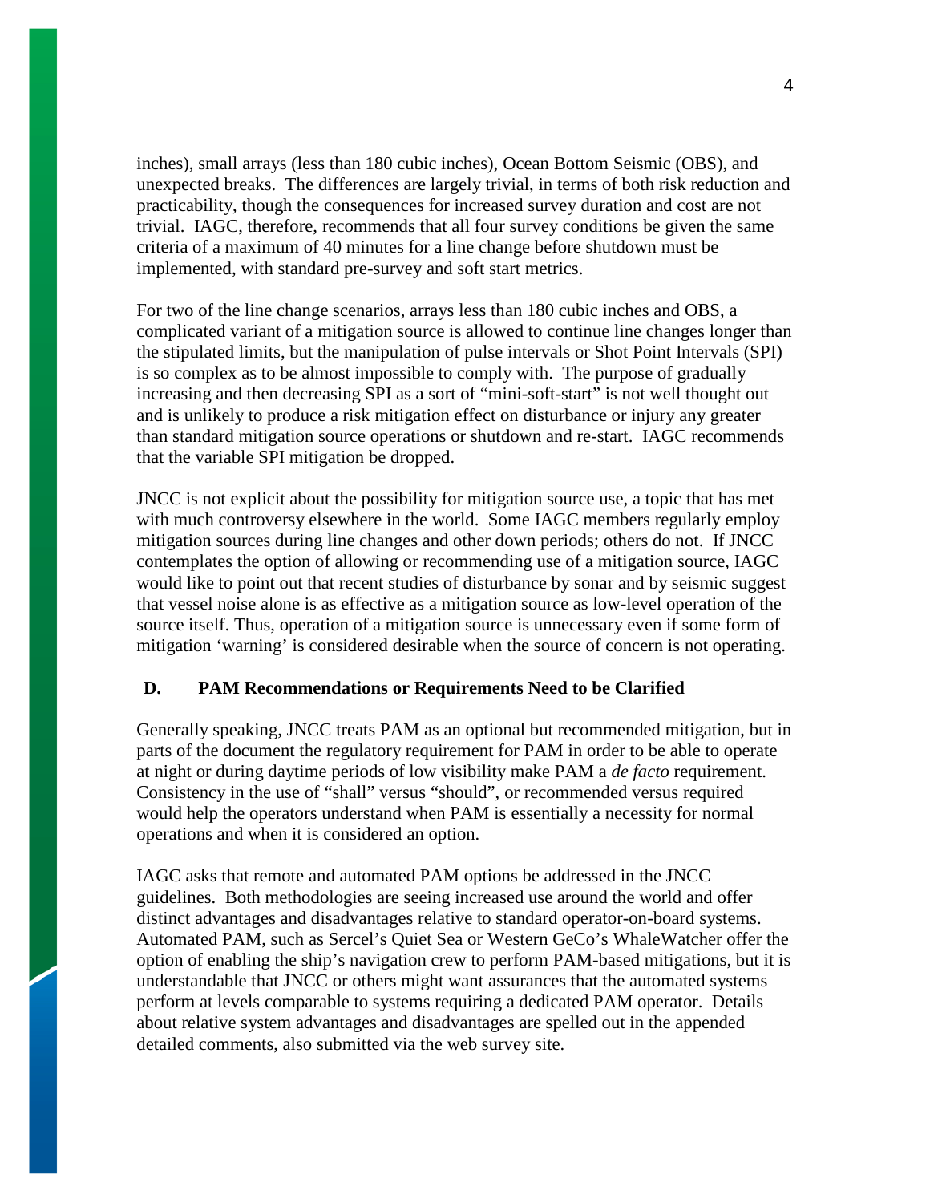inches), small arrays (less than 180 cubic inches), Ocean Bottom Seismic (OBS), and unexpected breaks. The differences are largely trivial, in terms of both risk reduction and practicability, though the consequences for increased survey duration and cost are not trivial. IAGC, therefore, recommends that all four survey conditions be given the same criteria of a maximum of 40 minutes for a line change before shutdown must be implemented, with standard pre-survey and soft start metrics.

For two of the line change scenarios, arrays less than 180 cubic inches and OBS, a complicated variant of a mitigation source is allowed to continue line changes longer than the stipulated limits, but the manipulation of pulse intervals or Shot Point Intervals (SPI) is so complex as to be almost impossible to comply with. The purpose of gradually increasing and then decreasing SPI as a sort of "mini-soft-start" is not well thought out and is unlikely to produce a risk mitigation effect on disturbance or injury any greater than standard mitigation source operations or shutdown and re-start. IAGC recommends that the variable SPI mitigation be dropped.

JNCC is not explicit about the possibility for mitigation source use, a topic that has met with much controversy elsewhere in the world. Some IAGC members regularly employ mitigation sources during line changes and other down periods; others do not. If JNCC contemplates the option of allowing or recommending use of a mitigation source, IAGC would like to point out that recent studies of disturbance by sonar and by seismic suggest that vessel noise alone is as effective as a mitigation source as low-level operation of the source itself. Thus, operation of a mitigation source is unnecessary even if some form of mitigation 'warning' is considered desirable when the source of concern is not operating.

## D. PAM Recommendations or Requirements Need to be Clarified

Generally speaking, JNCC treats PAM as an optional but recommended mitigation, but in parts of the document the regulatory requirement for PAM in order to be able to operate at night or during daytime periods of low visibility make PAM a *de facto* requirement. Consistency in the use of "shall" versus "should", or recommended versus required would help the operators understand when PAM is essentially a necessity for normal operations and when it is considered an option.

IAGC asks that remote and automated PAM options be addressed in the JNCC guidelines. Both methodologies are seeing increased use around the world and offer distinct advantages and disadvantages relative to standard operator-on-board systems. Automated PAM, such as Sercel's Quiet Sea or Western GeCo's WhaleWatcher offer the option of enabling the ship's navigation crew to perform PAM-based mitigations, but it is understandable that JNCC or others might want assurances that the automated systems perform at levels comparable to systems requiring a dedicated PAM operator. Details about relative system advantages and disadvantages are spelled out in the appended detailed comments, also submitted via the web survey site.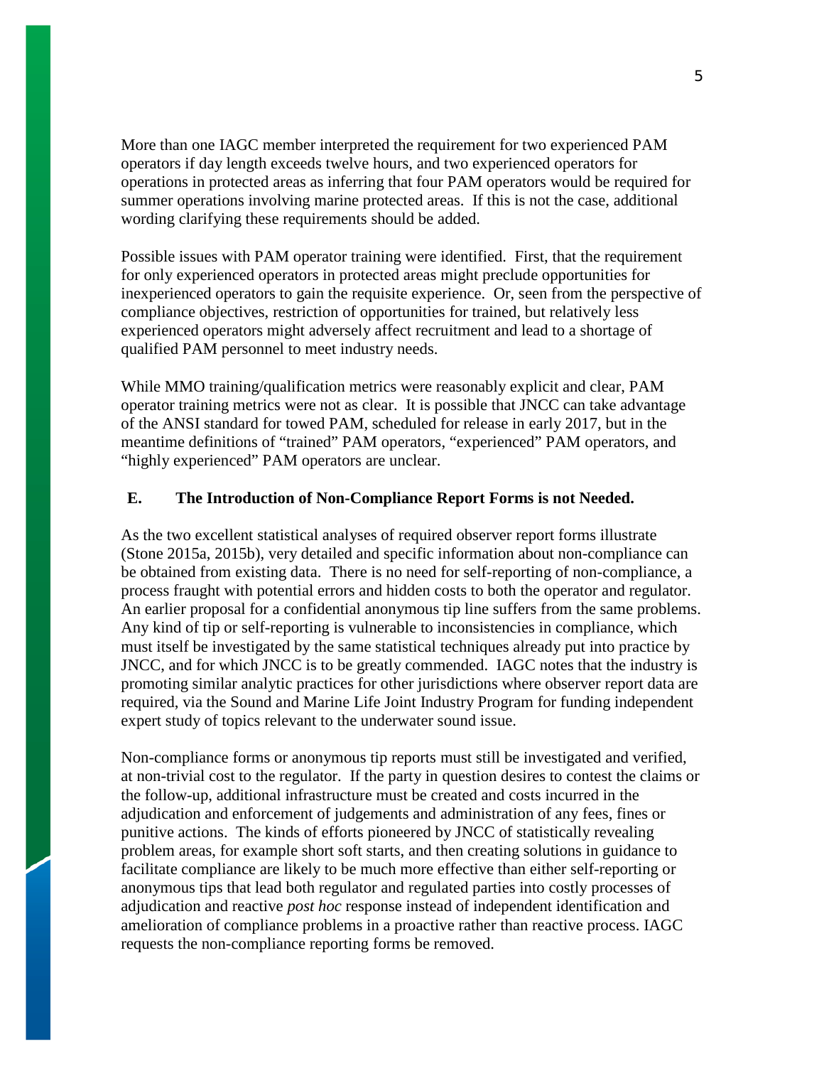More than one IAGC member interpreted the requirement for two experienced PAM operators if day length exceeds twelve hours, and two experienced operators for operations in protected areas as inferring that four PAM operators would be required for summer operations involving marine protected areas. If this is not the case, additional wording clarifying these requirements should be added.

Possible issues with PAM operator training were identified. First, that the requirement for only experienced operators in protected areas might preclude opportunities for inexperienced operators to gain the requisite experience. Or, seen from the perspective of compliance objectives, restriction of opportunities for trained, but relatively less experienced operators might adversely affect recruitment and lead to a shortage of qualified PAM personnel to meet industry needs.

While MMO training/qualification metrics were reasonably explicit and clear, PAM operator training metrics were not as clear. It is possible that JNCC can take advantage of the ANSI standard for towed PAM, scheduled for release in early 2017, but in the meantime definitions of "trained" PAM operators, "experienced" PAM operators, and "highly experienced" PAM operators are unclear.

## E. The Introduction of Non-Compliance Report Forms is not Needed.

As the two excellent statistical analyses of required observer report forms illustrate (Stone 2015a, 2015b), very detailed and specific information about non-compliance can be obtained from existing data. There is no need for self-reporting of non-compliance, a process fraught with potential errors and hidden costs to both the operator and regulator. An earlier proposal for a confidential anonymous tip line suffers from the same problems. Any kind of tip or self-reporting is vulnerable to inconsistencies in compliance, which must itself be investigated by the same statistical techniques already put into practice by JNCC, and for which JNCC is to be greatly commended. IAGC notes that the industry is promoting similar analytic practices for other jurisdictions where observer report data are required, via the Sound and Marine Life Joint Industry Program for funding independent expert study of topics relevant to the underwater sound issue.

Non-compliance forms or anonymous tip reports must still be investigated and verified, at non-trivial cost to the regulator. If the party in question desires to contest the claims or the follow-up, additional infrastructure must be created and costs incurred in the adjudication and enforcement of judgements and administration of any fees, fines or punitive actions. The kinds of efforts pioneered by JNCC of statistically revealing problem areas, for example short soft starts, and then creating solutions in guidance to facilitate compliance are likely to be much more effective than either self-reporting or anonymous tips that lead both regulator and regulated parties into costly processes of adjudication and reactive *post hoc* response instead of independent identification and amelioration of compliance problems in a proactive rather than reactive process. IAGC requests the non-compliance reporting forms be removed.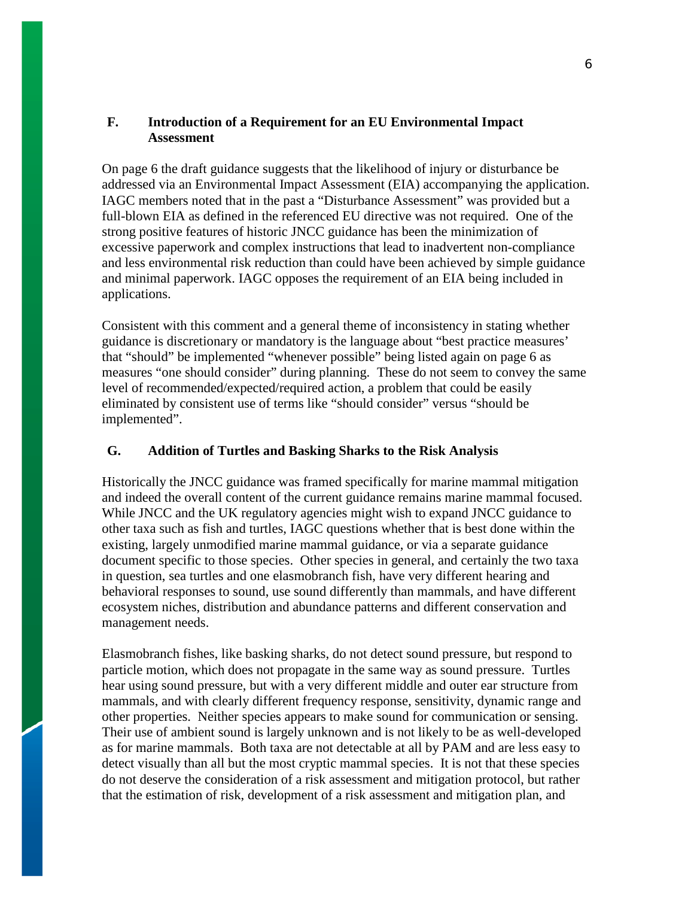## F. Introduction of a Requirement for an EU Environmental Impact Assessment

On page 6 the draft guidance suggests that the likelihood of injury or disturbance be addressed via an Environmental Impact Assessment (EIA) accompanying the application. IAGC members noted that in the past a "Disturbance Assessment" was provided but a full-blown EIA as defined in the referenced EU directive was not required. One of the strong positive features of historic JNCC guidance has been the minimization of excessive paperwork and complex instructions that lead to inadvertent non-compliance and less environmental risk reduction than could have been achieved by simple guidance and minimal paperwork. IAGC opposes the requirement of an EIA being included in applications.

Consistent with this comment and a general theme of inconsistency in stating whether guidance is discretionary or mandatory is the language about "best practice measures' that "should" be implemented "whenever possible" being listed again on page 6 as measures "one should consider" during planning. These do not seem to convey the same level of recommended/expected/required action, a problem that could be easily eliminated by consistent use of terms like "should consider" versus "should be implemented".

## G. Addition of Turtles and Basking Sharks to the Risk Analysis

Historically the JNCC guidance was framed specifically for marine mammal mitigation and indeed the overall content of the current guidance remains marine mammal focused. While JNCC and the UK regulatory agencies might wish to expand JNCC guidance to other taxa such as fish and turtles, IAGC questions whether that is best done within the existing, largely unmodified marine mammal guidance, or via a separate guidance document specific to those species. Other species in general, and certainly the two taxa in question, sea turtles and one elasmobranch fish, have very different hearing and behavioral responses to sound, use sound differently than mammals, and have different ecosystem niches, distribution and abundance patterns and different conservation and management needs.

Elasmobranch fishes, like basking sharks, do not detect sound pressure, but respond to particle motion, which does not propagate in the same way as sound pressure. Turtles hear using sound pressure, but with a very different middle and outer ear structure from mammals, and with clearly different frequency response, sensitivity, dynamic range and other properties. Neither species appears to make sound for communication or sensing. Their use of ambient sound is largely unknown and is not likely to be as well-developed as for marine mammals. Both taxa are not detectable at all by PAM and are less easy to detect visually than all but the most cryptic mammal species. It is not that these species do not deserve the consideration of a risk assessment and mitigation protocol, but rather that the estimation of risk, development of a risk assessment and mitigation plan, and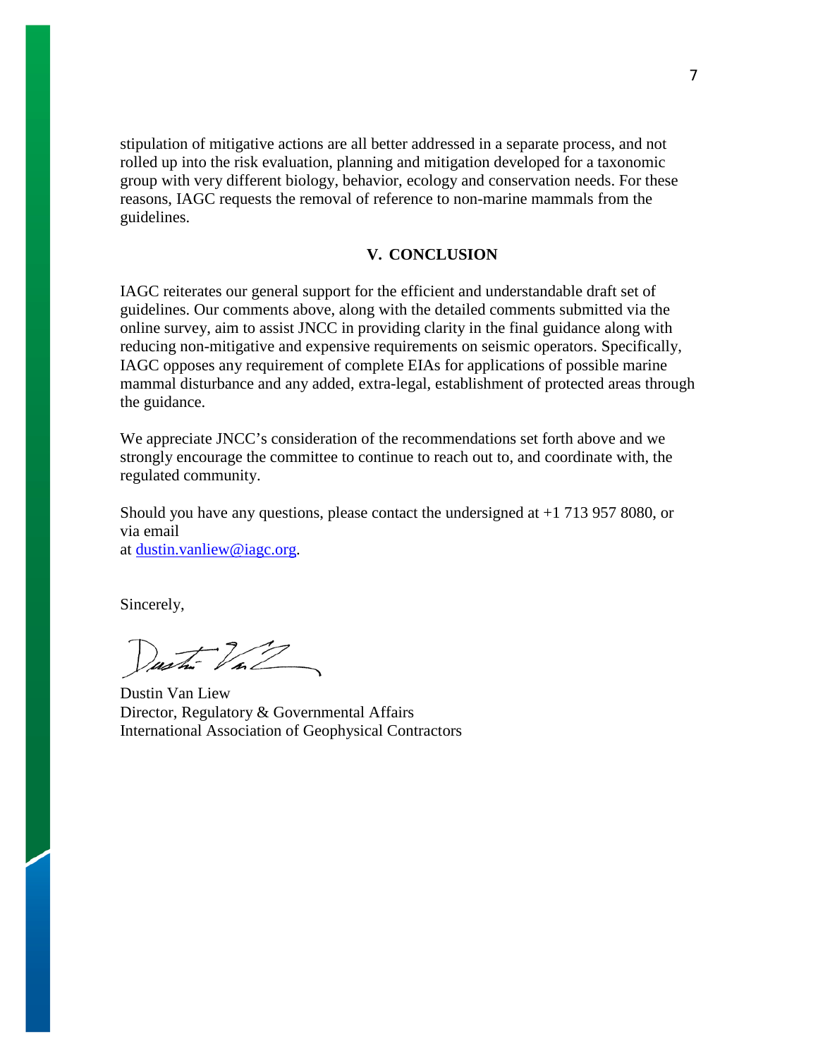stipulation of mitigative actions are all better addressed in a separate process, and not rolled up into the risk evaluation, planning and mitigation developed for a taxonomic group with very different biology, behavior, ecology and conservation needs. For these reasons, IAGC requests the removal of reference to non-marine mammals from the guidelines.

## V. CONCLUSION

IAGC reiterates our general support for the efficient and understandable draft set of guidelines. Our comments above, along with the detailed comments submitted via the online survey, aim to assist JNCC in providing clarity in the final guidance along with reducing non-mitigative and expensive requirements on seismic operators. Specifically, IAGC opposes any requirement of complete EIAs for applications of possible marine mammal disturbance and any added, extra-legal, establishment of protected areas through the guidance.

We appreciate JNCC's consideration of the recommendations set forth above and we strongly encourage the committee to continue to reach out to, and coordinate with, the regulated community.

Should you have any questions, please contact the undersigned at +1 713 957 8080, or via email
at dustin.vanliew@iagc.org.

Sincerely,

Dustin Van Liew
Director, Regulatory & Governmental Affairs
International Association of Geophysical Contractors